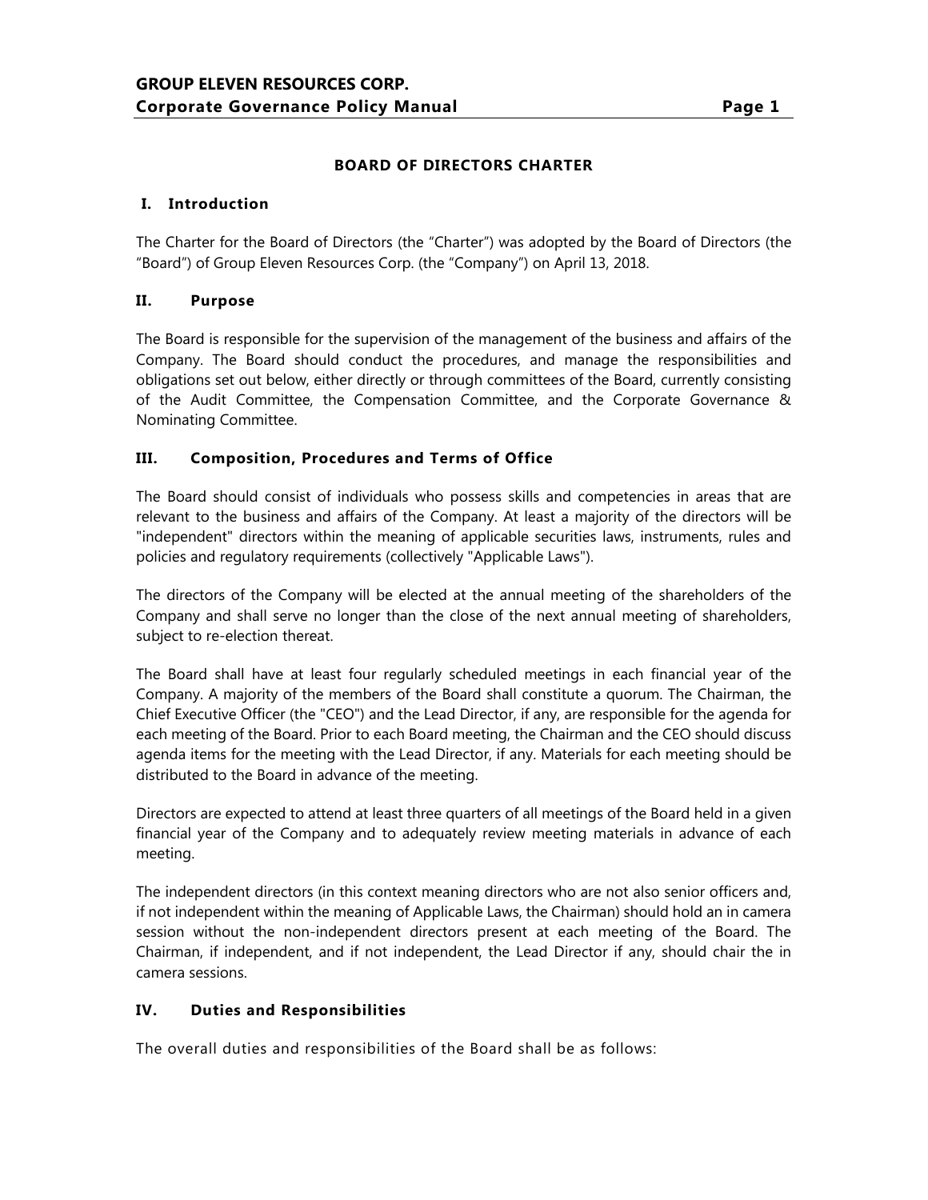# BOARD OF DIRECTORS CHARTER

## I. Introduction

The Charter for the Board of Directors (the "Charter") was adopted by the Board of Directors (the "Board") of Group Eleven Resources Corp. (the "Company") on April 13, 2018.

## II. Purpose

The Board is responsible for the supervision of the management of the business and affairs of the Company. The Board should conduct the procedures, and manage the responsibilities and obligations set out below, either directly or through committees of the Board, currently consisting of the Audit Committee, the Compensation Committee, and the Corporate Governance & Nominating Committee.

## III. Composition, Procedures and Terms of Office

The Board should consist of individuals who possess skills and competencies in areas that are relevant to the business and affairs of the Company. At least a majority of the directors will be "independent" directors within the meaning of applicable securities laws, instruments, rules and policies and regulatory requirements (collectively "Applicable Laws").

The directors of the Company will be elected at the annual meeting of the shareholders of the Company and shall serve no longer than the close of the next annual meeting of shareholders, subject to re-election thereat.

The Board shall have at least four regularly scheduled meetings in each financial year of the Company. A majority of the members of the Board shall constitute a quorum. The Chairman, the Chief Executive Officer (the "CEO") and the Lead Director, if any, are responsible for the agenda for each meeting of the Board. Prior to each Board meeting, the Chairman and the CEO should discuss agenda items for the meeting with the Lead Director, if any. Materials for each meeting should be distributed to the Board in advance of the meeting.

Directors are expected to attend at least three quarters of all meetings of the Board held in a given financial year of the Company and to adequately review meeting materials in advance of each meeting.

The independent directors (in this context meaning directors who are not also senior officers and, if not independent within the meaning of Applicable Laws, the Chairman) should hold an in camera session without the non-independent directors present at each meeting of the Board. The Chairman, if independent, and if not independent, the Lead Director if any, should chair the in camera sessions.

## IV. Duties and Responsibilities

The overall duties and responsibilities of the Board shall be as follows: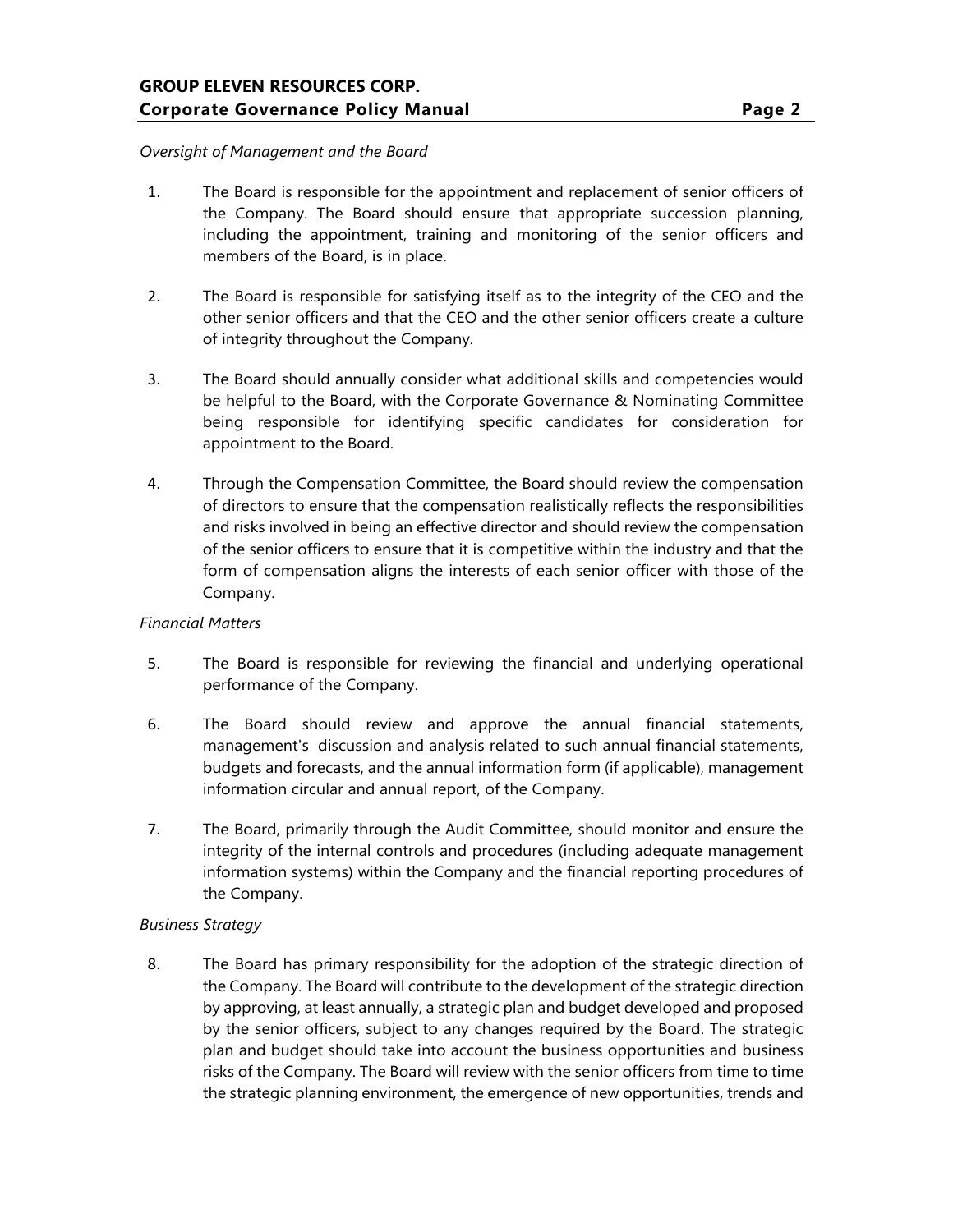*Oversight of Management and the Board*

1. The Board is responsible for the appointment and replacement of senior officers of the Company. The Board should ensure that appropriate succession planning, including the appointment, training and monitoring of the senior officers and members of the Board, is in place.

2. The Board is responsible for satisfying itself as to the integrity of the CEO and the other senior officers and that the CEO and the other senior officers create a culture of integrity throughout the Company.

3. The Board should annually consider what additional skills and competencies would be helpful to the Board, with the Corporate Governance & Nominating Committee being responsible for identifying specific candidates for consideration for appointment to the Board.

4. Through the Compensation Committee, the Board should review the compensation of directors to ensure that the compensation realistically reflects the responsibilities and risks involved in being an effective director and should review the compensation of the senior officers to ensure that it is competitive within the industry and that the form of compensation aligns the interests of each senior officer with those of the Company.

*Financial Matters*

5. The Board is responsible for reviewing the financial and underlying operational performance of the Company.

6. The Board should review and approve the annual financial statements, management's discussion and analysis related to such annual financial statements, budgets and forecasts, and the annual information form (if applicable), management information circular and annual report, of the Company.

7. The Board, primarily through the Audit Committee, should monitor and ensure the integrity of the internal controls and procedures (including adequate management information systems) within the Company and the financial reporting procedures of the Company.

*Business Strategy*

8. The Board has primary responsibility for the adoption of the strategic direction of the Company. The Board will contribute to the development of the strategic direction by approving, at least annually, a strategic plan and budget developed and proposed by the senior officers, subject to any changes required by the Board. The strategic plan and budget should take into account the business opportunities and business risks of the Company. The Board will review with the senior officers from time to time the strategic planning environment, the emergence of new opportunities, trends and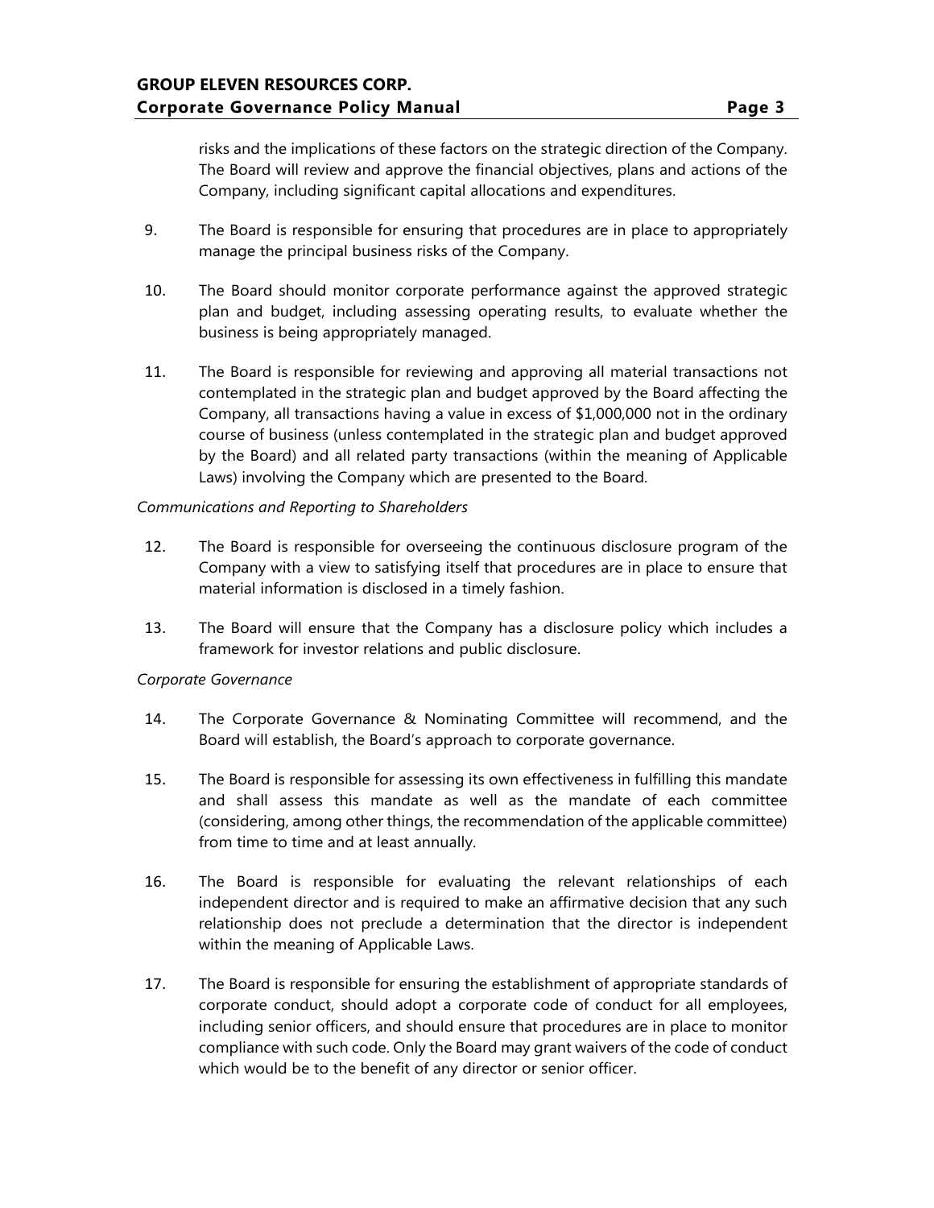risks and the implications of these factors on the strategic direction of the Company. The Board will review and approve the financial objectives, plans and actions of the Company, including significant capital allocations and expenditures.

9. The Board is responsible for ensuring that procedures are in place to appropriately manage the principal business risks of the Company.

10. The Board should monitor corporate performance against the approved strategic plan and budget, including assessing operating results, to evaluate whether the business is being appropriately managed.

11. The Board is responsible for reviewing and approving all material transactions not contemplated in the strategic plan and budget approved by the Board affecting the Company, all transactions having a value in excess of $1,000,000 not in the ordinary course of business (unless contemplated in the strategic plan and budget approved by the Board) and all related party transactions (within the meaning of Applicable Laws) involving the Company which are presented to the Board.

*Communications and Reporting to Shareholders*

12. The Board is responsible for overseeing the continuous disclosure program of the Company with a view to satisfying itself that procedures are in place to ensure that material information is disclosed in a timely fashion.

13. The Board will ensure that the Company has a disclosure policy which includes a framework for investor relations and public disclosure.

*Corporate Governance*

14. The Corporate Governance & Nominating Committee will recommend, and the Board will establish, the Board's approach to corporate governance.

15. The Board is responsible for assessing its own effectiveness in fulfilling this mandate and shall assess this mandate as well as the mandate of each committee (considering, among other things, the recommendation of the applicable committee) from time to time and at least annually.

16. The Board is responsible for evaluating the relevant relationships of each independent director and is required to make an affirmative decision that any such relationship does not preclude a determination that the director is independent within the meaning of Applicable Laws.

17. The Board is responsible for ensuring the establishment of appropriate standards of corporate conduct, should adopt a corporate code of conduct for all employees, including senior officers, and should ensure that procedures are in place to monitor compliance with such code. Only the Board may grant waivers of the code of conduct which would be to the benefit of any director or senior officer.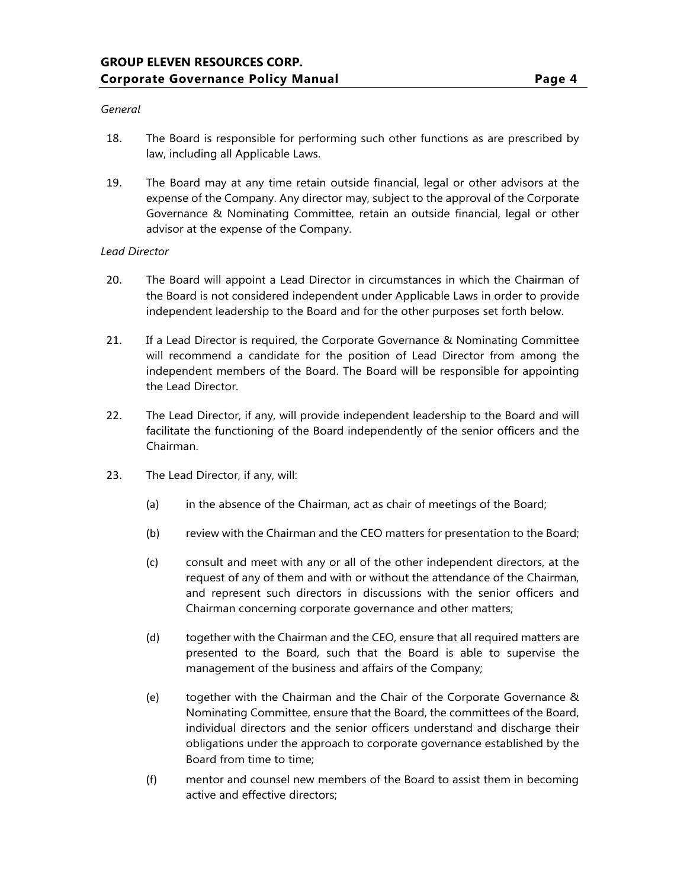*General*

18. The Board is responsible for performing such other functions as are prescribed by law, including all Applicable Laws.

19. The Board may at any time retain outside financial, legal or other advisors at the expense of the Company. Any director may, subject to the approval of the Corporate Governance & Nominating Committee, retain an outside financial, legal or other advisor at the expense of the Company.

*Lead Director*

20. The Board will appoint a Lead Director in circumstances in which the Chairman of the Board is not considered independent under Applicable Laws in order to provide independent leadership to the Board and for the other purposes set forth below.

21. If a Lead Director is required, the Corporate Governance & Nominating Committee will recommend a candidate for the position of Lead Director from among the independent members of the Board. The Board will be responsible for appointing the Lead Director.

22. The Lead Director, if any, will provide independent leadership to the Board and will facilitate the functioning of the Board independently of the senior officers and the Chairman.

23. The Lead Director, if any, will:

    (a) in the absence of the Chairman, act as chair of meetings of the Board;

    (b) review with the Chairman and the CEO matters for presentation to the Board;

    (c) consult and meet with any or all of the other independent directors, at the request of any of them and with or without the attendance of the Chairman, and represent such directors in discussions with the senior officers and Chairman concerning corporate governance and other matters;

    (d) together with the Chairman and the CEO, ensure that all required matters are presented to the Board, such that the Board is able to supervise the management of the business and affairs of the Company;

    (e) together with the Chairman and the Chair of the Corporate Governance & Nominating Committee, ensure that the Board, the committees of the Board, individual directors and the senior officers understand and discharge their obligations under the approach to corporate governance established by the Board from time to time;

    (f) mentor and counsel new members of the Board to assist them in becoming active and effective directors;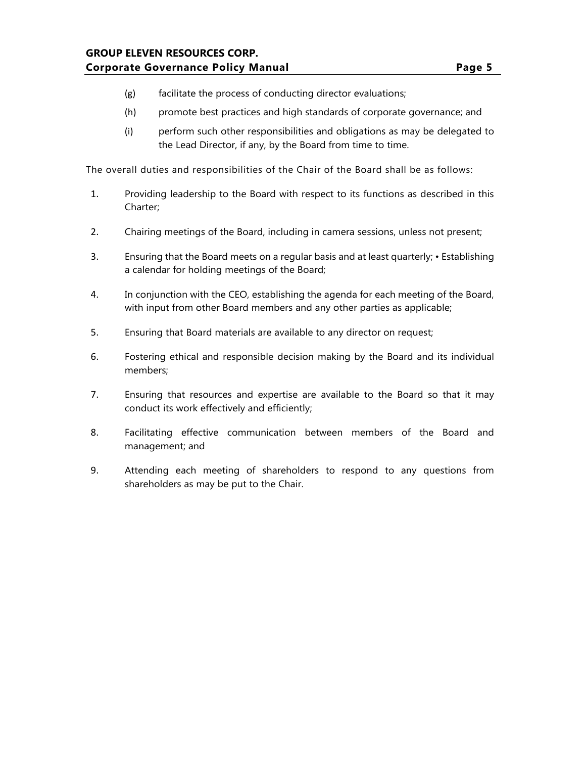(g) facilitate the process of conducting director evaluations;

(h) promote best practices and high standards of corporate governance; and

(i) perform such other responsibilities and obligations as may be delegated to the Lead Director, if any, by the Board from time to time.

The overall duties and responsibilities of the Chair of the Board shall be as follows:

1. Providing leadership to the Board with respect to its functions as described in this Charter;
2. Chairing meetings of the Board, including in camera sessions, unless not present;
3. Ensuring that the Board meets on a regular basis and at least quarterly; • Establishing a calendar for holding meetings of the Board;
4. In conjunction with the CEO, establishing the agenda for each meeting of the Board, with input from other Board members and any other parties as applicable;
5. Ensuring that Board materials are available to any director on request;
6. Fostering ethical and responsible decision making by the Board and its individual members;
7. Ensuring that resources and expertise are available to the Board so that it may conduct its work effectively and efficiently;
8. Facilitating effective communication between members of the Board and management; and
9. Attending each meeting of shareholders to respond to any questions from shareholders as may be put to the Chair.